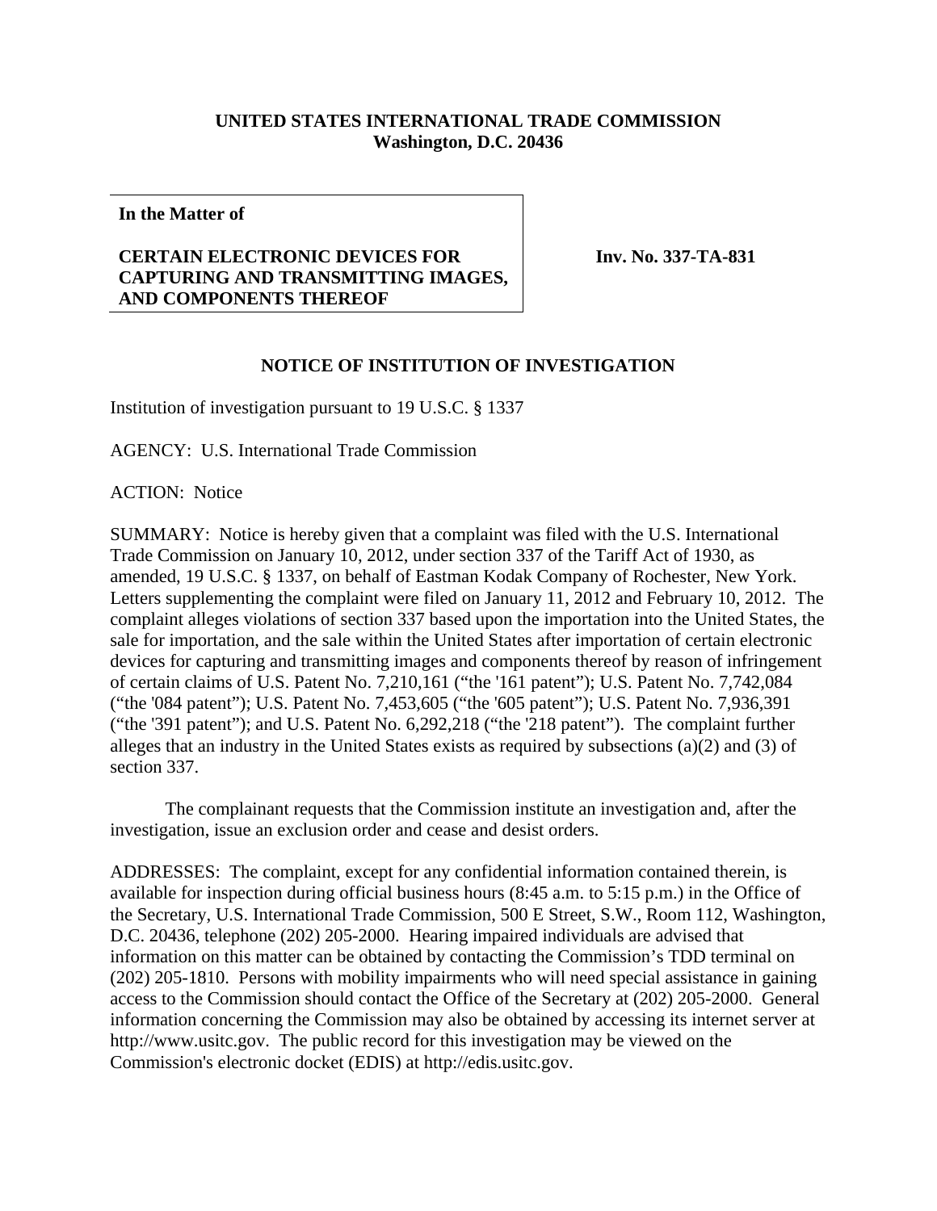**UNITED STATES INTERNATIONAL TRADE COMMISSION**
**Washington, D.C. 20436**

| **In the Matter of** **CERTAIN ELECTRONIC DEVICES FOR CAPTURING AND TRANSMITTING IMAGES, AND COMPONENTS THEREOF** | **Inv. No. 337-TA-831** |
|---|---|

## NOTICE OF INSTITUTION OF INVESTIGATION

Institution of investigation pursuant to 19 U.S.C. § 1337

AGENCY: U.S. International Trade Commission

ACTION: Notice

SUMMARY: Notice is hereby given that a complaint was filed with the U.S. International Trade Commission on January 10, 2012, under section 337 of the Tariff Act of 1930, as amended, 19 U.S.C. § 1337, on behalf of Eastman Kodak Company of Rochester, New York. Letters supplementing the complaint were filed on January 11, 2012 and February 10, 2012. The complaint alleges violations of section 337 based upon the importation into the United States, the sale for importation, and the sale within the United States after importation of certain electronic devices for capturing and transmitting images and components thereof by reason of infringement of certain claims of U.S. Patent No. 7,210,161 ("the '161 patent"); U.S. Patent No. 7,742,084 ("the '084 patent"); U.S. Patent No. 7,453,605 ("the '605 patent"); U.S. Patent No. 7,936,391 ("the '391 patent"); and U.S. Patent No. 6,292,218 ("the '218 patent"). The complaint further alleges that an industry in the United States exists as required by subsections (a)(2) and (3) of section 337.

The complainant requests that the Commission institute an investigation and, after the investigation, issue an exclusion order and cease and desist orders.

ADDRESSES: The complaint, except for any confidential information contained therein, is available for inspection during official business hours (8:45 a.m. to 5:15 p.m.) in the Office of the Secretary, U.S. International Trade Commission, 500 E Street, S.W., Room 112, Washington, D.C. 20436, telephone (202) 205-2000. Hearing impaired individuals are advised that information on this matter can be obtained by contacting the Commission's TDD terminal on (202) 205-1810. Persons with mobility impairments who will need special assistance in gaining access to the Commission should contact the Office of the Secretary at (202) 205-2000. General information concerning the Commission may also be obtained by accessing its internet server at http://www.usitc.gov. The public record for this investigation may be viewed on the Commission's electronic docket (EDIS) at http://edis.usitc.gov.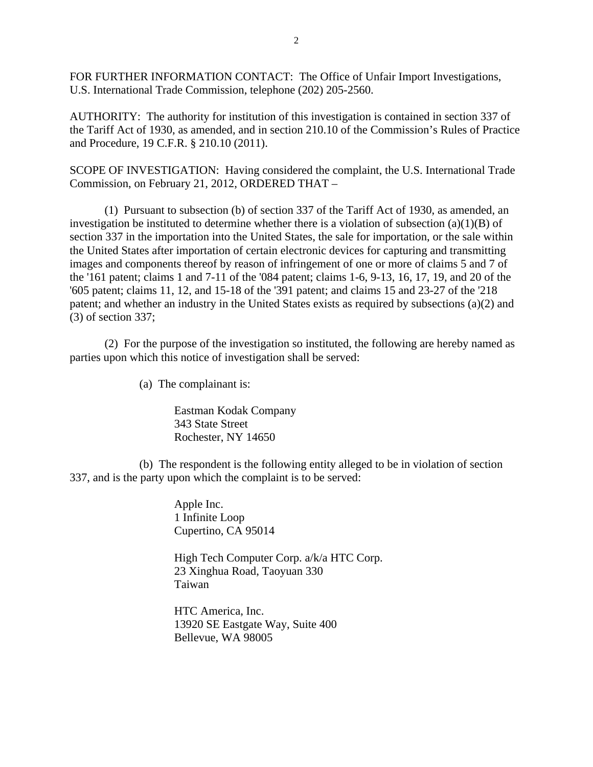FOR FURTHER INFORMATION CONTACT: The Office of Unfair Import Investigations, U.S. International Trade Commission, telephone (202) 205-2560.

AUTHORITY: The authority for institution of this investigation is contained in section 337 of the Tariff Act of 1930, as amended, and in section 210.10 of the Commission's Rules of Practice and Procedure, 19 C.F.R. § 210.10 (2011).

SCOPE OF INVESTIGATION: Having considered the complaint, the U.S. International Trade Commission, on February 21, 2012, ORDERED THAT –

(1) Pursuant to subsection (b) of section 337 of the Tariff Act of 1930, as amended, an investigation be instituted to determine whether there is a violation of subsection (a)(1)(B) of section 337 in the importation into the United States, the sale for importation, or the sale within the United States after importation of certain electronic devices for capturing and transmitting images and components thereof by reason of infringement of one or more of claims 5 and 7 of the '161 patent; claims 1 and 7-11 of the '084 patent; claims 1-6, 9-13, 16, 17, 19, and 20 of the '605 patent; claims 11, 12, and 15-18 of the '391 patent; and claims 15 and 23-27 of the '218 patent; and whether an industry in the United States exists as required by subsections (a)(2) and (3) of section 337;

(2) For the purpose of the investigation so instituted, the following are hereby named as parties upon which this notice of investigation shall be served:

(a) The complainant is:

Eastman Kodak Company
343 State Street
Rochester, NY 14650

(b) The respondent is the following entity alleged to be in violation of section 337, and is the party upon which the complaint is to be served:

Apple Inc.
1 Infinite Loop
Cupertino, CA 95014

High Tech Computer Corp. a/k/a HTC Corp.
23 Xinghua Road, Taoyuan 330
Taiwan

HTC America, Inc.
13920 SE Eastgate Way, Suite 400
Bellevue, WA 98005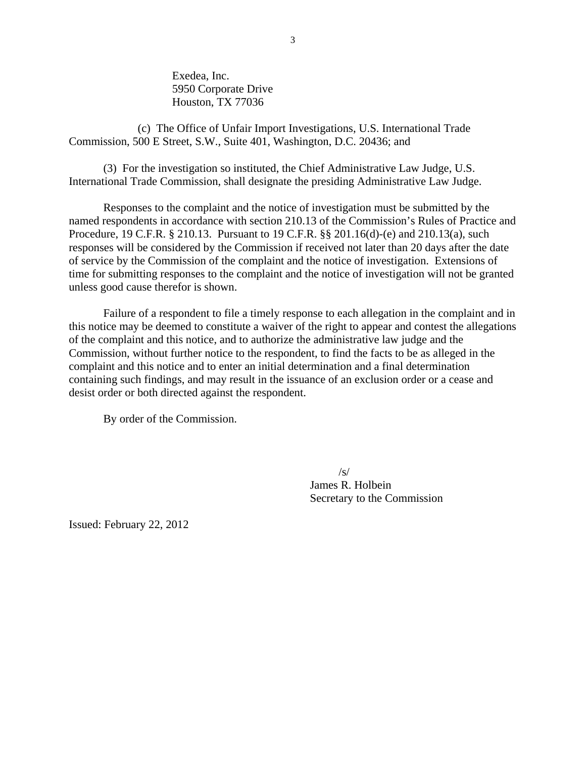Exedea, Inc.
5950 Corporate Drive
Houston, TX 77036

(c) The Office of Unfair Import Investigations, U.S. International Trade Commission, 500 E Street, S.W., Suite 401, Washington, D.C. 20436; and

(3) For the investigation so instituted, the Chief Administrative Law Judge, U.S. International Trade Commission, shall designate the presiding Administrative Law Judge.

Responses to the complaint and the notice of investigation must be submitted by the named respondents in accordance with section 210.13 of the Commission's Rules of Practice and Procedure, 19 C.F.R. § 210.13. Pursuant to 19 C.F.R. §§ 201.16(d)-(e) and 210.13(a), such responses will be considered by the Commission if received not later than 20 days after the date of service by the Commission of the complaint and the notice of investigation. Extensions of time for submitting responses to the complaint and the notice of investigation will not be granted unless good cause therefor is shown.

Failure of a respondent to file a timely response to each allegation in the complaint and in this notice may be deemed to constitute a waiver of the right to appear and contest the allegations of the complaint and this notice, and to authorize the administrative law judge and the Commission, without further notice to the respondent, to find the facts to be as alleged in the complaint and this notice and to enter an initial determination and a final determination containing such findings, and may result in the issuance of an exclusion order or a cease and desist order or both directed against the respondent.

By order of the Commission.

/s/
James R. Holbein
Secretary to the Commission

Issued: February 22, 2012